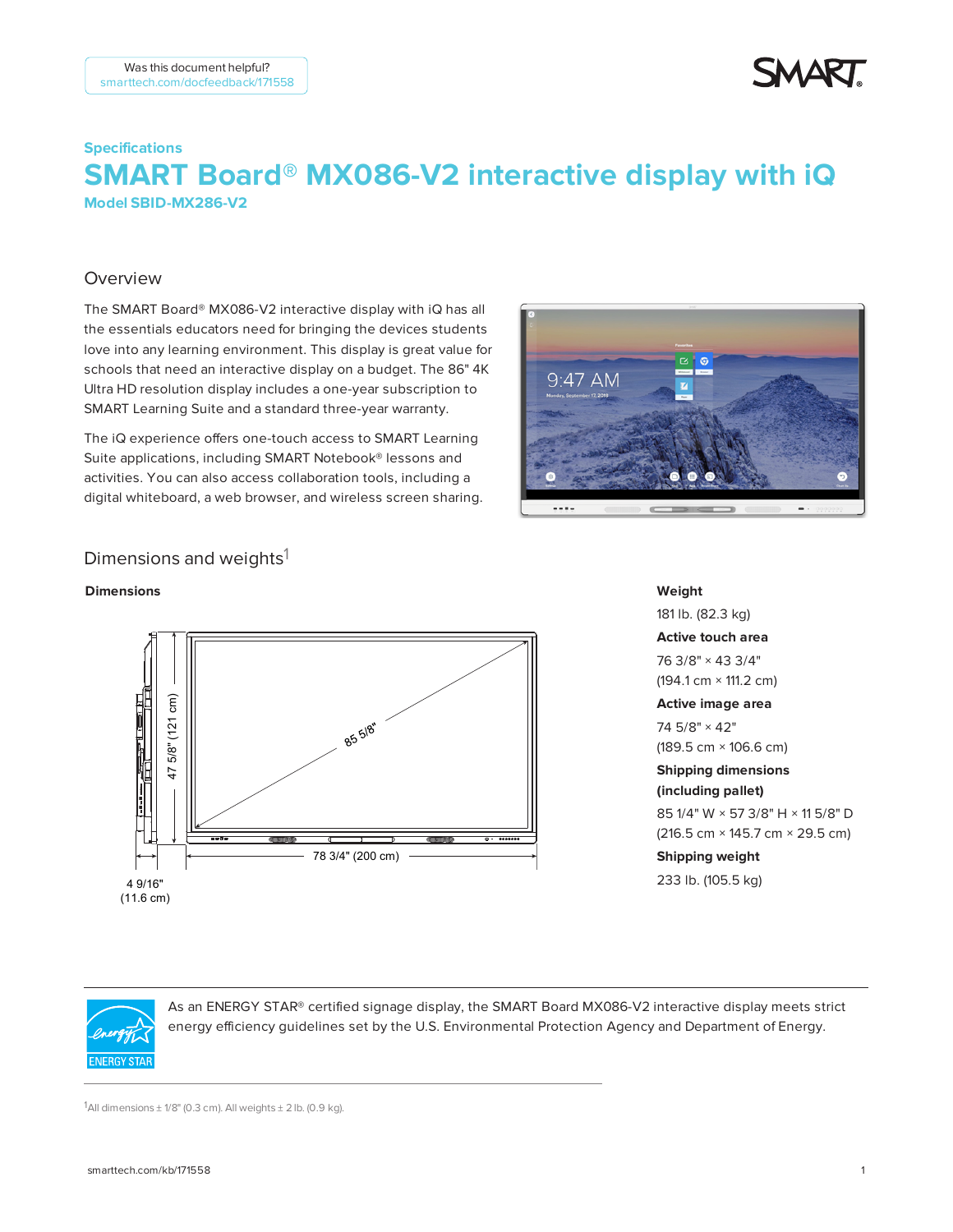Was this document helpful?
smarttech.com/docfeedback/171558

Specifications

# SMART Board® MX086-V2 interactive display with iQ

**Model SBID-MX286-V2**

## Overview

The SMART Board® MX086-V2 interactive display with iQ has all the essentials educators need for bringing the devices students love into any learning environment. This display is great value for schools that need an interactive display on a budget. The 86" 4K Ultra HD resolution display includes a one-year subscription to SMART Learning Suite and a standard three-year warranty.

The iQ experience offers one-touch access to SMART Learning Suite applications, including SMART Notebook® lessons and activities. You can also collaboration tools, including a digital whiteboard, a web browser, and wireless screen sharing.

## Dimensions and weights[1]

**Dimensions**

85 5/8"

47 5/8" (121 cm)

78 3/4" (200 cm)

4 9/16" (11.6 cm)

**Weight**

181 lb. (82.3 kg)

**Active touch area**

76 3/8" × 43 3/4"
(194.1 cm × 111.2 cm)

**Active image area**

74 5/8" × 42"
(189.5 cm × 106.6 cm)

**Shipping dimensions (including pallet)**

85 1/4" W × 57 3/8" H × 11 5/8" D
(216.5 cm × 145.7 cm × 29.5 cm)

**Shipping weight**

233 lb. (105.5 kg)

ENERGY STAR

As an ENERGY STAR® certified signage display, the SMART Board MX086-V2 interactive display meets strict energy efficiency guidelines set by the U.S. Environmental Protection Agency and Department of Energy.

[1]All dimensions ± 1/8" (0.3 cm). All weights ± 2 lb. (0.9 kg).

smarttech.com/kb/171558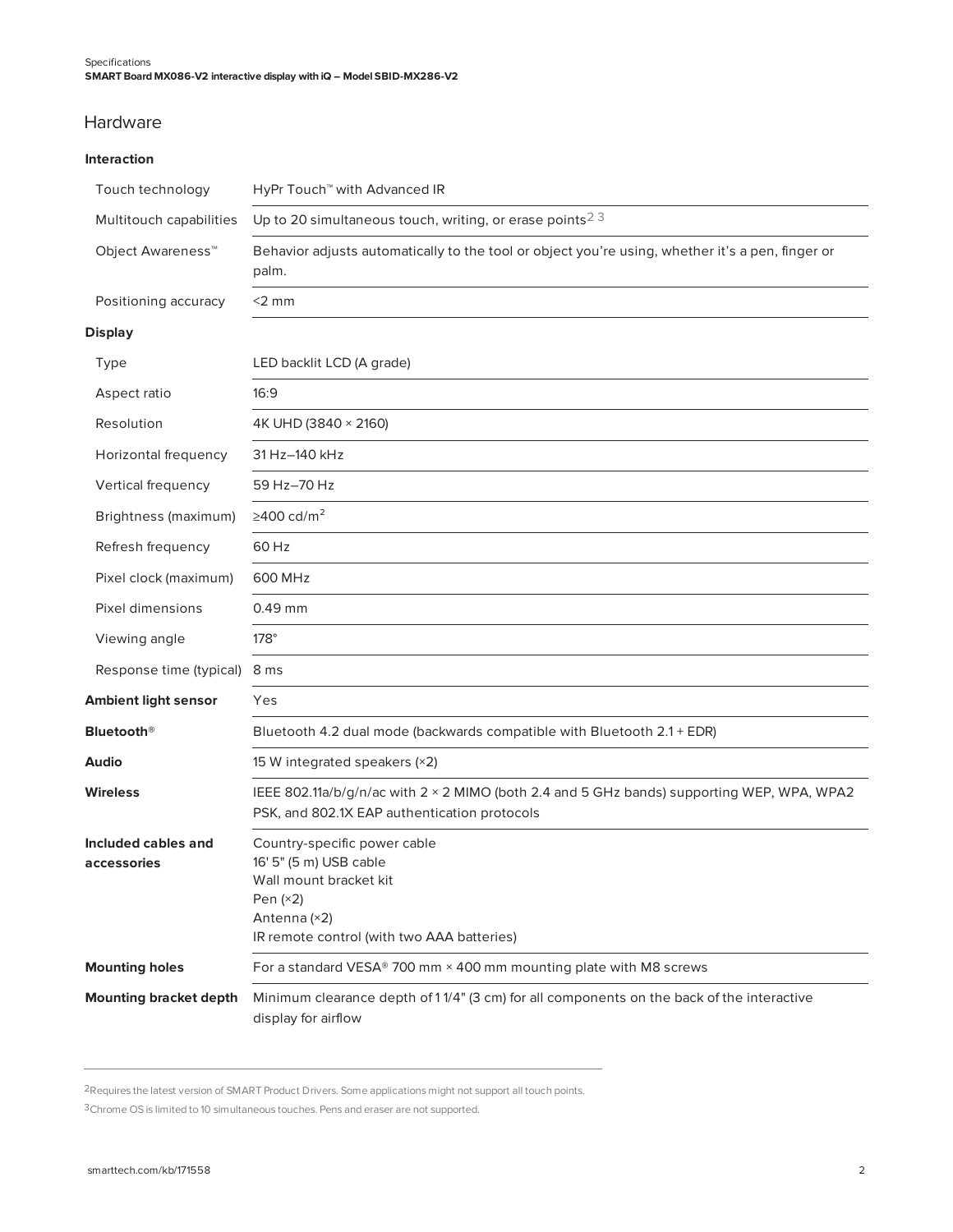## Hardware

| | |
|---|---|
| **Interaction** | |
| Touch technology | HyPr Touch™ with Advanced IR |
| Multitouch capabilities | Up to 20 simultaneous touch, writing, or erase points[2] [3] |
| Object Awareness™ | Behavior adjusts automatically to the tool or object you're using, whether it's a pen, finger or palm. |
| Positioning accuracy | <2 mm |
| **Display** | |
| Type | LED backlit LCD (A grade) |
| Aspect ratio | 16:9 |
| Resolution | 4K UHD (3840 × 2160) |
| Horizontal frequency | 31 Hz–140 kHz |
| Vertical frequency | 59 Hz–70 Hz |
| Brightness (maximum) | ≥400 cd/m² |
| Refresh frequency | 60 Hz |
| Pixel clock (maximum) | 600 MHz |
| Pixel dimensions | 0.49 mm |
| Viewing angle | 178° |
| Response time (typical) | 8 ms |
| **Ambient light sensor** | Yes |
| **Bluetooth®** | Bluetooth 4.2 dual mode (backwards compatible with Bluetooth 2.1 + EDR) |
| **Audio** | 15 W integrated speakers (×2) |
| **Wireless** | IEEE 802.11a/b/g/n/ac with 2 × 2 MIMO (both 2.4 and 5 GHz bands) supporting WEP, WPA, WPA2 PSK, and 802.1X EAP authentication protocols |
| **Included cables and accessories** | Country-specific power cable<br>16' 5" (5 m) USB cable<br>Wall mount bracket kit<br>Pen (×2)<br>Antenna (×2)<br>IR remote control (with two AAA batteries) |
| **Mounting holes** | For a standard VESA® 700 mm × 400 mm mounting plate with M8 screws |
| **Mounting bracket depth** | Minimum clearance depth of 1 1/4" (3 cm) for all components on the back of the interactive display for airflow |

---

[2] Requires the latest version of SMART Product Drivers. Some applications might not support all touch points.

[3] Chrome OS is limited to 10 simultaneous touches. Pens and eraser are not supported.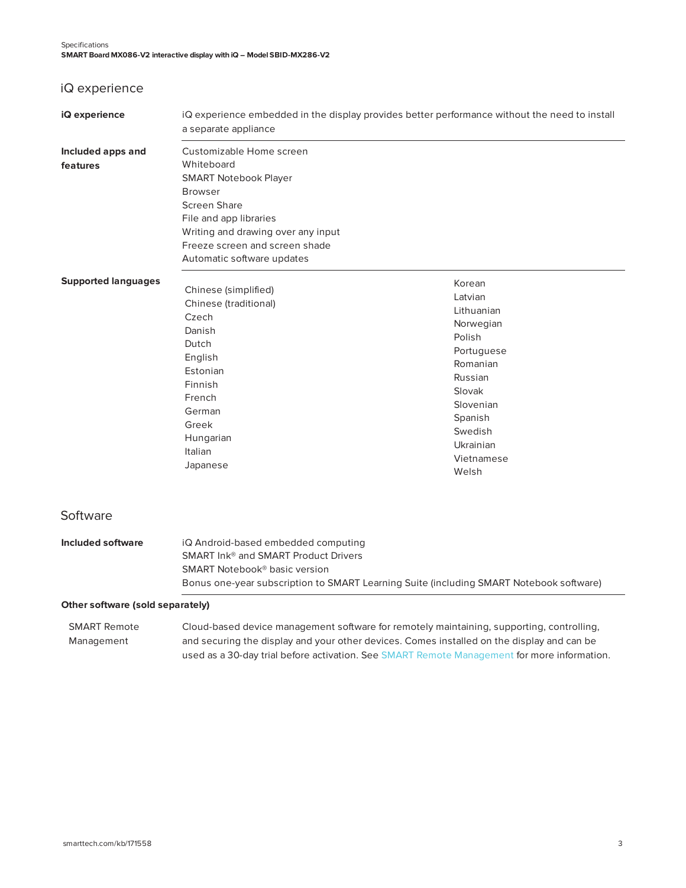## iQ experience

| | |
|---|---|
| **iQ experience** | iQ experience embedded in the display provides better performance without the need to install a separate appliance |
| **Included apps and features** | Customizable Home screen<br>Whiteboard<br>SMART Notebook Player<br>Browser<br>Screen Share<br>File and app libraries<br>Writing and drawing over any input<br>Freeze screen and screen shade<br>Automatic software updates |
| **Supported languages** | Chinese (simplified)<br>Chinese (traditional)<br>Czech<br>Danish<br>Dutch<br>English<br>Estonian<br>Finnish<br>French<br>German<br>Greek<br>Hungarian<br>Italian<br>Japanese<br>Korean<br>Latvian<br>Lithuanian<br>Norwegian<br>Polish<br>Portuguese<br>Romanian<br>Russian<br>Slovak<br>Slovenian<br>Spanish<br>Swedish<br>Ukrainian<br>Vietnamese<br>Welsh |

## Software

| | |
|---|---|
| **Included software** | iQ Android-based embedded computing<br>SMART Ink® and SMART Product Drivers<br>SMART Notebook® basic version<br>Bonus one-year subscription to SMART Learning Suite (including SMART Notebook software) |

**Other software (sold separately)**

| | |
|---|---|
| SMART Remote Management | Cloud-based device management software for remotely maintaining, supporting, controlling, and securing the display and your other devices. Comes installed on the display and can be used as a 30-day trial before activation. See SMART Remote Management for more information. |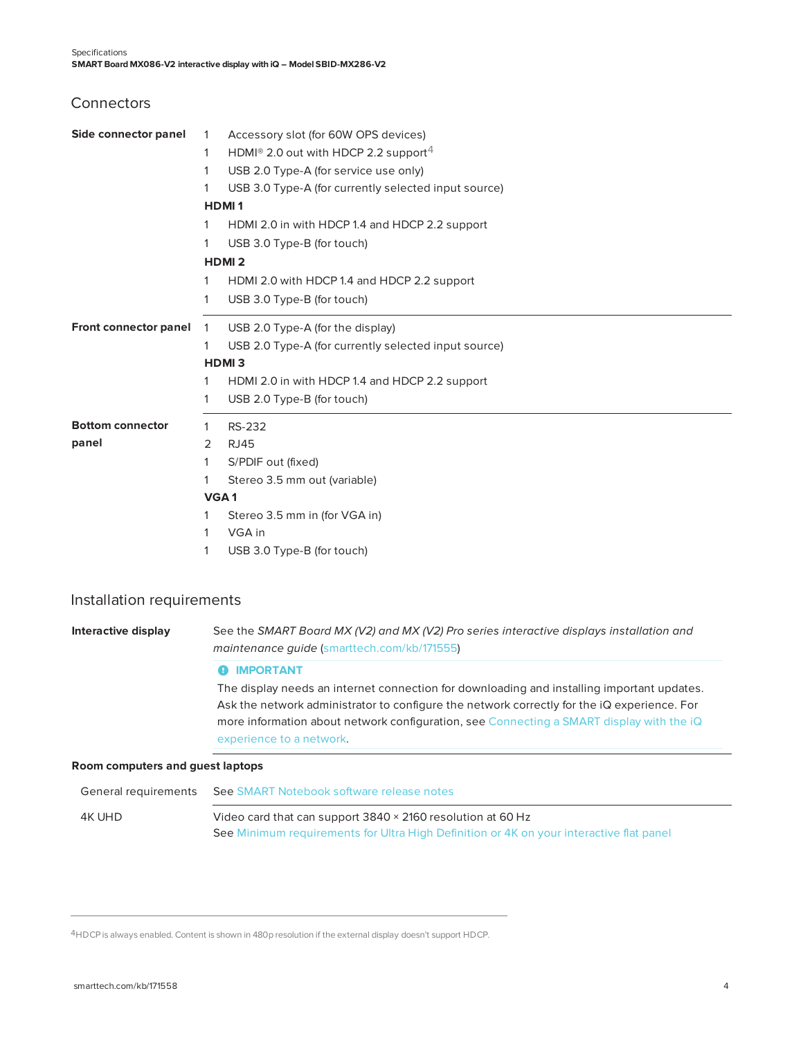## Connectors

| | | |
|---|---|---|
| **Side connector panel** | 1 | Accessory slot (for 60W OPS devices) |
| | 1 | HDMI® 2.0 out with HDCP 2.2 support[4] |
| | 1 | USB 2.0 Type-A (for service use only) |
| | 1 | USB 3.0 Type-A (for currently selected input source) |
| | **HDMI 1** | |
| | 1 | HDMI 2.0 in with HDCP 1.4 and HDCP 2.2 support |
| | 1 | USB 3.0 Type-B (for touch) |
| | **HDMI 2** | |
| | 1 | HDMI 2.0 with HDCP 1.4 and HDCP 2.2 support |
| | 1 | USB 3.0 Type-B (for touch) |
| **Front connector panel** | 1 | USB 2.0 Type-A (for the display) |
| | 1 | USB 2.0 Type-A (for currently selected input source) |
| | **HDMI 3** | |
| | 1 | HDMI 2.0 in with HDCP 1.4 and HDCP 2.2 support |
| | 1 | USB 2.0 Type-B (for touch) |
| **Bottom connector panel** | 1 | RS-232 |
| | 2 | RJ45 |
| | 1 | S/PDIF out (fixed) |
| | 1 | Stereo 3.5 mm out (variable) |
| | **VGA 1** | |
| | 1 | Stereo 3.5 mm in (for VGA in) |
| | 1 | VGA in |
| | 1 | USB 3.0 Type-B (for touch) |

## Installation requirements

**Interactive display**

See the *SMART Board MX (V2) and MX (V2) Pro series interactive displays installation and maintenance guide* (smarttech.com/kb/171555)

**IMPORTANT**

The display needs an internet connection for downloading and installing important updates. Ask the network administrator to configure the network correctly for the iQ experience. For more information about network configuration, see Connecting a SMART display with the iQ experience to a network.

**Room computers and guest laptops**

| | |
|---|---|
| General requirements | See SMART Notebook software release notes |
| 4K UHD | Video card that can support 3840 × 2160 resolution at 60 Hz<br>See Minimum requirements for Ultra High Definition or 4K on your interactive flat panel |

[4] HDCP is always enabled. Content is shown in 480p resolution if the external display doesn't support HDCP.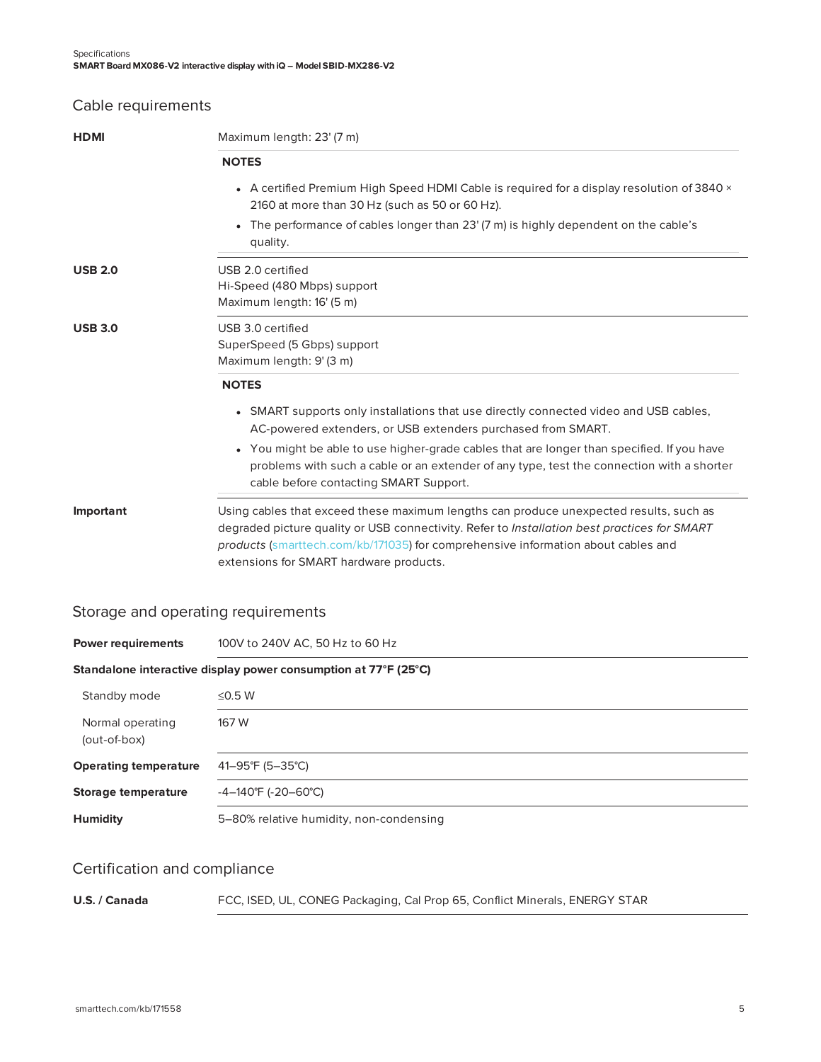## Cable requirements

| | |
|---|---|
| **HDMI** | Maximum length: 23' (7 m) |
| | **NOTES**<br>• A certified Premium High Speed HDMI Cable is required for a display resolution of 3840 × 2160 at more than 30 Hz (such as 50 or 60 Hz).<br>• The performance of cables longer than 23' (7 m) is highly dependent on the cable's quality. |
| **USB 2.0** | USB 2.0 certified<br>Hi-Speed (480 Mbps) support<br>Maximum length: 16' (5 m) |
| **USB 3.0** | USB 3.0 certified<br>SuperSpeed (5 Gbps) support<br>Maximum length: 9' (3 m) |
| | **NOTES**<br>• SMART supports only installations that use directly connected video and USB cables, AC-powered extenders, or USB extenders purchased from SMART.<br>• You might be able to use higher-grade cables that are longer than specified. If you have problems with such a cable or an extender of any type, test the connection with a shorter cable before contacting SMART Support. |
| **Important** | Using cables that exceed these maximum lengths can produce unexpected results, such as degraded picture quality or USB connectivity. Refer to *Installation best practices for SMART products* (smarttech.com/kb/171035) for comprehensive information about cables and extensions for SMART hardware products. |

## Storage and operating requirements

| | |
|---|---|
| **Power requirements** | 100V to 240V AC, 50 Hz to 60 Hz |
| **Standalone interactive display power consumption at 77°F (25°C)** | |
| Standby mode | ≤0.5 W |
| Normal operating (out-of-box) | 167 W |
| **Operating temperature** | 41–95°F (5–35°C) |
| **Storage temperature** | -4–140°F (-20–60°C) |
| **Humidity** | 5–80% relative humidity, non-condensing |

## Certification and compliance

| | |
|---|---|
| **U.S. / Canada** | FCC, ISED, UL, CONEG Packaging, Cal Prop 65, Conflict Minerals, ENERGY STAR |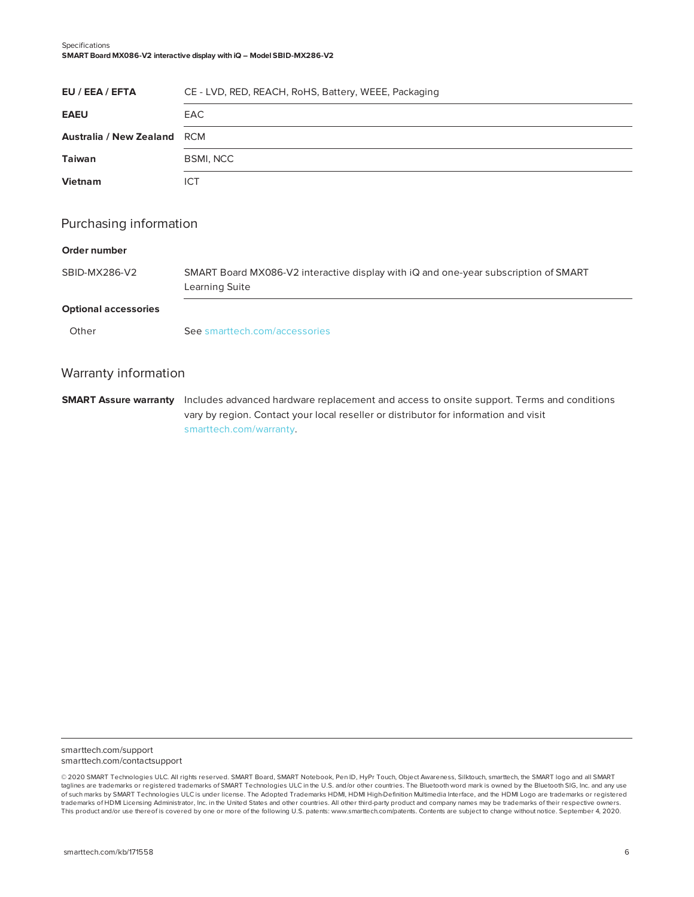| | |
|---|---|
| **EU / EEA / EFTA** | CE - LVD, RED, REACH, RoHS, Battery, WEEE, Packaging |
| **EAEU** | EAC |
| **Australia / New Zealand** | RCM |
| **Taiwan** | BSMI, NCC |
| **Vietnam** | ICT |

## Purchasing information

| | |
|---|---|
| **Order number** | |
| SBID-MX286-V2 | SMART Board MX086-V2 interactive display with iQ and one-year subscription of SMART Learning Suite |
| **Optional accessories** | |
| Other | See smarttech.com/accessories |

## Warranty information

| | |
|---|---|
| **SMART Assure warranty** | Includes advanced hardware replacement and access to onsite support. Terms and conditions vary by region. Contact your local reseller or distributor for information and visit smarttech.com/warranty. |

smarttech.com/support
smarttech.com/contactsupport

© 2020 SMART Technologies ULC. All rights reserved. SMART Board, SMART Notebook, Pen ID, HyPr Touch, Object Awareness, Silktouch, smarttech, the SMART logo and all SMART taglines are trademarks or registered trademarks of SMART Technologies ULC in the U.S. and/or other countries. The Bluetooth word mark is owned by the Bluetooth SIG, Inc. and any use of such marks by SMART Technologies ULC is under license. The Adopted Trademarks HDMI, HDMI High-Definition Multimedia Interface, and the HDMI Logo are trademarks or registered trademarks of HDMI Licensing Administrator, Inc. in the United States and other countries. All other third-party product and company names may be trademarks of their respective owners. This product and/or use thereof is covered by one or more of the following U.S. patents: www.smarttech.com/patents. Contents are subject to change without notice. September 4, 2020.